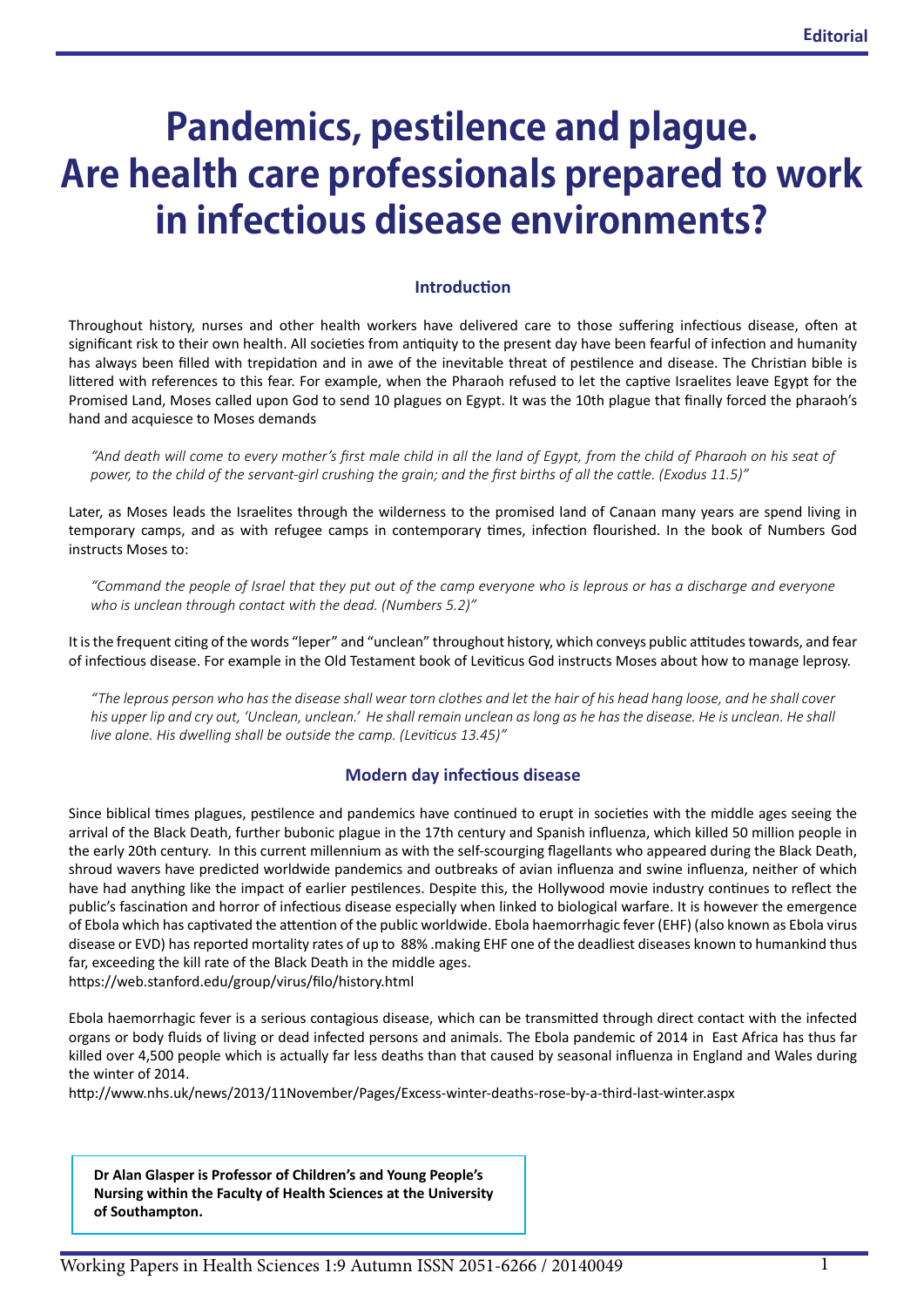Editorial

# Pandemics, pestilence and plague. Are health care professionals prepared to work in infectious disease environments?

## Introduction

Throughout history, nurses and other health workers have delivered care to those suffering infectious disease, often at significant risk to their own health. All societies from antiquity to the present day have been fearful of infection and humanity has always been filled with trepidation and in awe of the inevitable threat of pestilence and disease. The Christian bible is littered with references to this fear. For example, when the Pharaoh refused to let the captive Israelites leave Egypt for the Promised Land, Moses called upon God to send 10 plagues on Egypt. It was the 10th plague that finally forced the pharaoh's hand and acquiesce to Moses demands

> *"And death will come to every mother's first male child in all the land of Egypt, from the child of Pharaoh on his seat of power, to the child of the servant-girl crushing the grain; and the first births of all the cattle. (Exodus 11.5)"*

Later, as Moses leads the Israelites through the wilderness to the promised land of Canaan many years are spend living in temporary camps, and as with refugee camps in contemporary times, infection flourished. In the book of Numbers God instructs Moses to:

> *"Command the people of Israel that they put out of the camp everyone who is leprous or has a discharge and everyone who is unclean through contact with the dead. (Numbers 5.2)"*

It is the frequent citing of the words "leper" and "unclean" throughout history, which conveys public attitudes towards, and fear of infectious disease. For example in the Old Testament book of Leviticus God instructs Moses about how to manage leprosy.

> *"The leprous person who has the disease shall wear torn clothes and let the hair of his head hang loose, and he shall cover his upper lip and cry out, 'Unclean, unclean.' He shall remain unclean as long as he has the disease. He is unclean. He shall live alone. His dwelling shall be outside the camp. (Leviticus 13.45)"*

## Modern day infectious disease

Since biblical times plagues, pestilence and pandemics have continued to erupt in societies with the middle ages seeing the arrival of the Black Death, further bubonic plague in the 17th century and Spanish influenza, which killed 50 million people in the early 20th century. In this current millennium as with the self-scourging flagellants who appeared during the Black Death, shroud wavers have predicted worldwide pandemics and outbreaks of avian influenza and swine influenza, neither of which have had anything like the impact of earlier pestilences. Despite this, the Hollywood movie industry continues to reflect the public's fascination and horror of infectious disease especially when linked to biological warfare. It is however the emergence of Ebola which has captivated the attention of the public worldwide. Ebola haemorrhagic fever (EHF) (also known as Ebola virus disease or EVD) has reported mortality rates of up to 88% .making EHF one of the deadliest diseases known to humankind thus far, exceeding the kill rate of the Black Death in the middle ages.
https://web.stanford.edu/group/virus/filo/history.html

Ebola haemorrhagic fever is a serious contagious disease, which can be transmitted through direct contact with the infected organs or body fluids of living or dead infected persons and animals. The Ebola pandemic of 2014 in East Africa has thus far killed over 4,500 people which is actually far less deaths than that caused by seasonal influenza in England and Wales during the winter of 2014.
http://www.nhs.uk/news/2013/11November/Pages/Excess-winter-deaths-rose-by-a-third-last-winter.aspx

**Dr Alan Glasper is Professor of Children's and Young People's Nursing within the Faculty of Health Sciences at the University of Southampton.**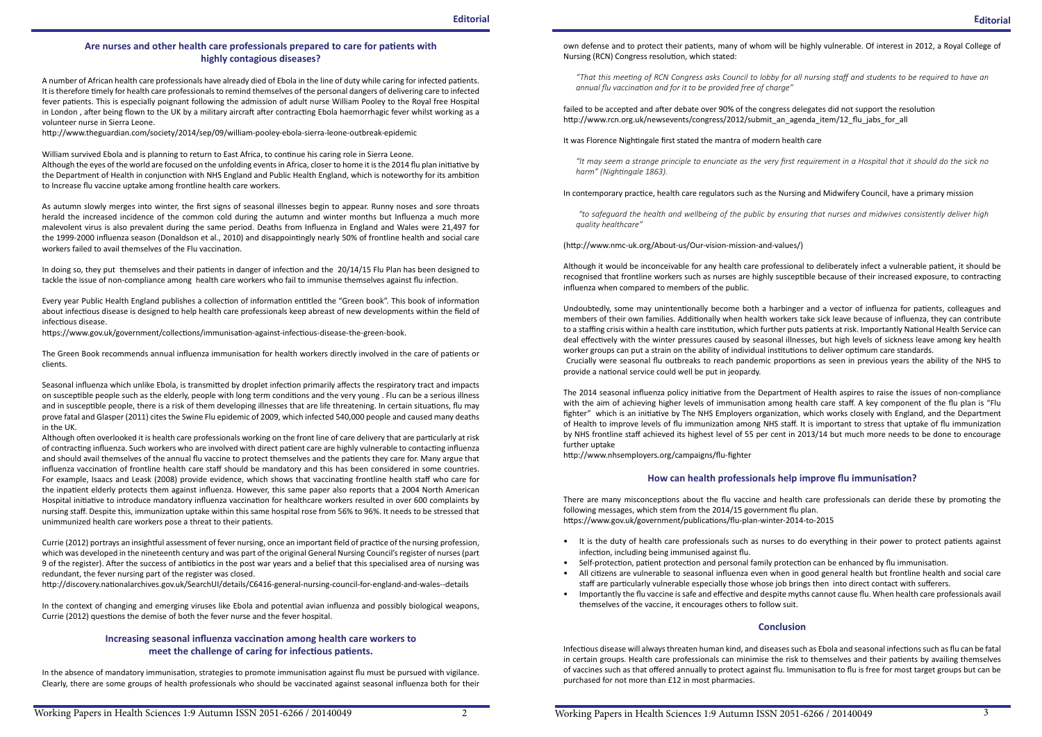## Are nurses and other health care professionals prepared to care for patients with highly contagious diseases?

A number of African health care professionals have already died of Ebola in the line of duty while caring for infected patients. It is therefore timely for health care professionals to remind themselves of the personal dangers of delivering care to infected fever patients. This is especially poignant following the admission of adult nurse William Pooley to the Royal Free Hospital in London , after being flown to the UK by a military aircraft after contracting Ebola haemorrhagic fever whilst working as a volunteer nurse in Sierra Leone.

http://www.theguardian.com/society/2014/sep/09/william-pooley-ebola-sierra-leone-outbreak-epidemic

William survived Ebola and is planning to return to East Africa, to continue his caring role in Sierra Leone.

Although the eyes of the world are focused on the unfolding events in Africa, closer to home it is the 2014 flu plan initiative by the Department of Health in conjunction with NHS England and Public Health England, which is noteworthy for its ambition to Increase flu vaccine uptake among frontline health care workers.

As autumn slowly merges into winter, the first signs of seasonal illnesses begin to appear. Runny noses and sore throats herald the increased incidence of the common cold during the autumn and winter months but Influenza a much more malevolent virus is also prevalent during the same period. Deaths from Influenza in England and Wales were 21,497 for the 1999-2000 influenza season (Donaldson et al., 2010) and disappointingly nearly 50% of frontline health and social care workers failed to avail themselves of the Flu vaccination.

In doing so, they put themselves and their patients in danger of infection and the 20/14/15 Flu Plan has been designed to tackle the issue of non-compliance among health care workers who fail to immunise themselves against flu infection.

Every year Public Health England publishes a collection of information entitled the "Green book". This book of information about infectious disease is designed to help health care professionals keep abreast of new developments within the field of infectious disease.

https://www.gov.uk/government/collections/immunisation-against-infectious-disease-the-green-book.

The Green Book recommends annual influenza immunisation for health workers directly involved in the care of patients or clients.

Seasonal influenza which unlike Ebola, is transmitted by droplet infection primarily affects the respiratory tract and impacts on susceptible people such as the elderly, people with long term conditions and the very young . Flu can be a serious illness and in susceptible people, there is a risk of them developing illnesses that are life threatening. In certain situations, flu may prove fatal and Glasper (2011) cites the Swine Flu epidemic of 2009, which infected 540,000 people and caused many deaths in the UK.

Although often overlooked it is health care professionals working on the front line of care delivery that are particularly at risk of contracting influenza. Such workers who are involved with direct patient care are highly vulnerable to contacting influenza and should avail themselves of the annual flu vaccine to protect themselves and the patients they care for. Many argue that influenza vaccination of frontline health care staff should be mandatory and this has been considered in some countries. For example, Isaacs and Leask (2008) provide evidence, which shows that vaccinating frontline health staff who care for the inpatient elderly protects them against influenza. However, this same paper also reports that a 2004 North American Hospital initiative to introduce mandatory influenza vaccination for healthcare workers resulted in over 600 complaints by nursing staff. Despite this, immunization uptake within this same hospital rose from 56% to 96%. It needs to be stressed that unimmunized health care workers pose a threat to their patients.

Currie (2012) portrays an insightful assessment of fever nursing, once an important field of practice of the nursing profession, which was developed in the nineteenth century and was part of the original General Nursing Council's register of nurses (part 9 of the register). After the success of antibiotics in the post war years and a belief that this specialised area of nursing was redundant, the fever nursing part of the register was closed.

http://discovery.nationalarchives.gov.uk/SearchUI/details/C6416-general-nursing-council-for-england-and-wales--details

In the context of changing and emerging viruses like Ebola and potential avian influenza and possibly biological weapons, Currie (2012) questions the demise of both the fever nurse and the fever hospital.

## Increasing seasonal influenza vaccination among health care workers to meet the challenge of caring for infectious patients.

In the absence of mandatory immunisation, strategies to promote immunisation against flu must be pursued with vigilance. Clearly, there are some groups of health professionals who should be vaccinated against seasonal influenza both for their own defense and to protect their patients, many of whom will be highly vulnerable. Of interest in 2012, a Royal College of Nursing (RCN) Congress resolution, which stated:

> *"That this meeting of RCN Congress asks Council to lobby for all nursing staff and students to be required to have an annual flu vaccination and for it to be provided free of charge"*

failed to be accepted and after debate over 90% of the congress delegates did not support the resolution

http://www.rcn.org.uk/newsevents/congress/2012/submit_an_agenda_item/12_flu_jabs_for_all

It was Florence Nightingale first stated the mantra of modern health care

> *"It may seem a strange principle to enunciate as the very first requirement in a Hospital that it should do the sick no harm" (Nightingale 1863).*

In contemporary practice, health care regulators such as the Nursing and Midwifery Council, have a primary mission

> *"to safeguard the health and wellbeing of the public by ensuring that nurses and midwives consistently deliver high quality healthcare"*

(http://www.nmc-uk.org/About-us/Our-vision-mission-and-values/)

Although it would be inconceivable for any health care professional to deliberately infect a vulnerable patient, it should be recognised that frontline workers such as nurses are highly susceptible because of their increased exposure, to contracting influenza when compared to members of the public.

Undoubtedly, some may unintentionally become both a harbinger and a vector of influenza for patients, colleagues and members of their own families. Additionally when health workers take sick leave because of influenza, they can contribute to a staffing crisis within a health care institution, which further puts patients at risk. Importantly National Health Service can deal effectively with the winter pressures caused by seasonal illnesses, but high levels of sickness leave among key health worker groups can put a strain on the ability of individual institutions to deliver optimum care standards.

Crucially were seasonal flu outbreaks to reach pandemic proportions as seen in previous years the ability of the NHS to provide a national service could well be put in jeopardy.

The 2014 seasonal influenza policy initiative from the Department of Health aspires to raise the issues of non-compliance with the aim of achieving higher levels of immunisation among health care staff. A key component of the flu plan is "Flu fighter" which is an initiative by The NHS Employers organization, which works closely with England, and the Department of Health to improve levels of flu immunization among NHS staff. It is important to stress that uptake of flu immunization by NHS frontline staff achieved its highest level of 55 per cent in 2013/14 but much more needs to be done to encourage further uptake

http://www.nhsemployers.org/campaigns/flu-fighter

## How can health professionals help improve flu immunisation?

There are many misconceptions about the flu vaccine and health care professionals can deride these by promoting the following messages, which stem from the 2014/15 government flu plan.

https://www.gov.uk/government/publications/flu-plan-winter-2014-to-2015

- It is the duty of health care professionals such as nurses to do everything in their power to protect patients against infection, including being immunised against flu.
- Self-protection, patient protection and personal family protection can be enhanced by flu immunisation.
- All citizens are vulnerable to seasonal influenza even when in good general health but frontline health and social care staff are particularly vulnerable especially those whose job brings then into direct contact with sufferers.
- Importantly the flu vaccine is safe and effective and despite myths cannot cause flu. When health care professionals avail themselves of the vaccine, it encourages others to follow suit.

## Conclusion

Infectious disease will always threaten human kind, and diseases such as Ebola and seasonal infections such as flu can be fatal in certain groups. Health care professionals can minimise the risk to themselves and their patients by availing themselves of vaccines such as that offered annually to protect against flu. Immunisation to flu is free for most target groups but can be purchased for not more than £12 in most pharmacies.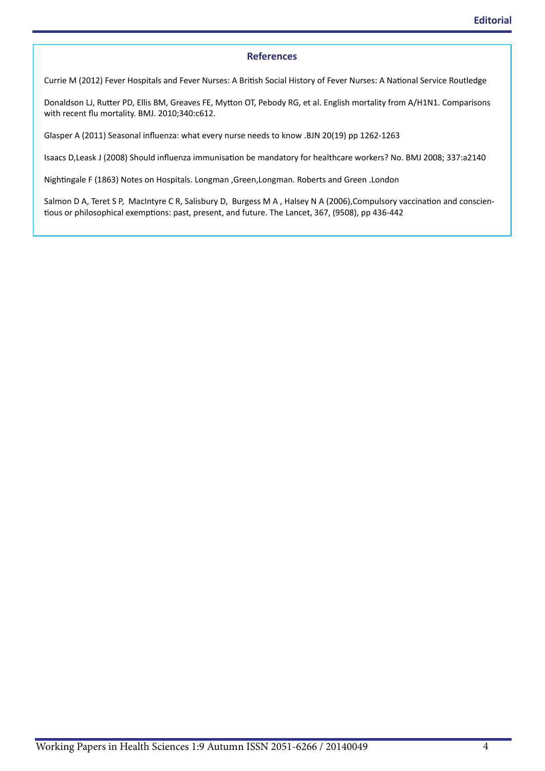## References

Currie M (2012) Fever Hospitals and Fever Nurses: A British Social History of Fever Nurses: A National Service Routledge

Donaldson LJ, Rutter PD, Ellis BM, Greaves FE, Mytton OT, Pebody RG, et al. English mortality from A/H1N1. Comparisons with recent flu mortality. BMJ. 2010;340:c612.

Glasper A (2011) Seasonal influenza: what every nurse needs to know .BJN 20(19) pp 1262-1263

Isaacs D,Leask J (2008) Should influenza immunisation be mandatory for healthcare workers? No. BMJ 2008; 337:a2140

Nightingale F (1863) Notes on Hospitals. Longman ,Green,Longman. Roberts and Green .London

Salmon D A, Teret S P, MacIntyre C R, Salisbury D, Burgess M A , Halsey N A (2006),Compulsory vaccination and conscientious or philosophical exemptions: past, present, and future. The Lancet, 367, (9508), pp 436-442